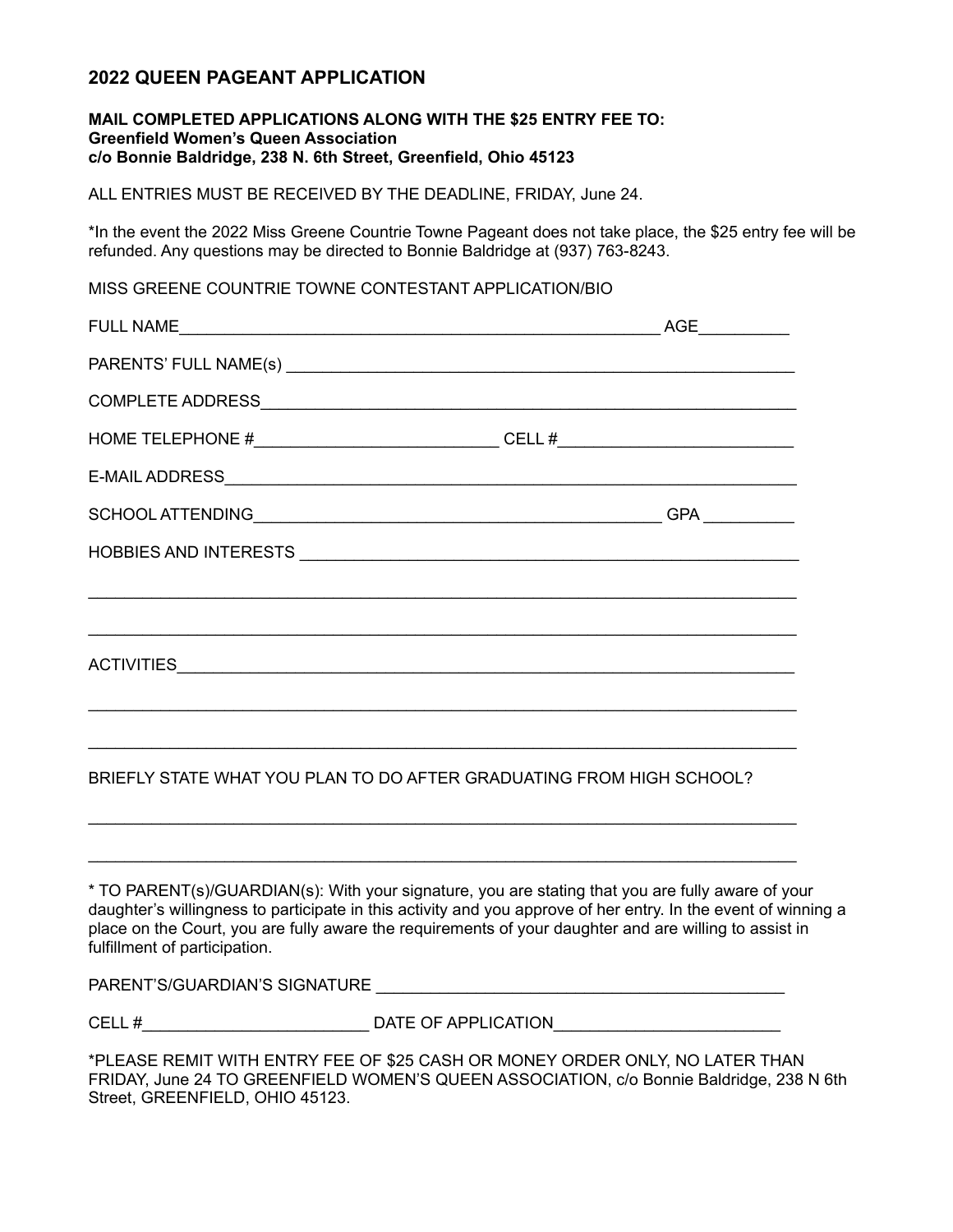## 2022 QUEEN PAGEANT APPLICATION

**MAIL COMPLETED APPLICATIONS ALONG WITH THE $25 ENTRY FEE TO:**
**Greenfield Women's Queen Association**
**c/o Bonnie Baldridge, 238 N. 6th Street, Greenfield, Ohio 45123**

ALL ENTRIES MUST BE RECEIVED BY THE DEADLINE, FRIDAY, June 24.

*In the event the 2022 Miss Greene Countrie Towne Pageant does not take place, the $25 entry fee will be refunded. Any questions may be directed to Bonnie Baldridge at (937) 763-8243.

MISS GREENE COUNTRIE TOWNE CONTESTANT APPLICATION/BIO

FULL NAME_______________________________________________ AGE__________

PARENTS' FULL NAME(s) _______________________________________________

COMPLETE ADDRESS_______________________________________________

HOME TELEPHONE #__________________________ CELL #_________________________

E-MAIL ADDRESS_______________________________________________

SCHOOL ATTENDING_____________________________________ GPA __________

HOBBIES AND INTERESTS _______________________________________________

_______________________________________________________________

_______________________________________________________________

ACTIVITIES_______________________________________________

_______________________________________________________________

_______________________________________________________________

BRIEFLY STATE WHAT YOU PLAN TO DO AFTER GRADUATING FROM HIGH SCHOOL?

_______________________________________________________________

_______________________________________________________________

* TO PARENT(s)/GUARDIAN(s): With your signature, you are stating that you are fully aware of your daughter's willingness to participate in this activity and you approve of her entry. In the event of winning a place on the Court, you are fully aware the requirements of your daughter and are willing to assist in fulfillment of participation.

PARENT'S/GUARDIAN'S SIGNATURE _____________________________________________

CELL #_________________________ DATE OF APPLICATION_________________________

*PLEASE REMIT WITH ENTRY FEE OF $25 CASH OR MONEY ORDER ONLY, NO LATER THAN FRIDAY, June 24 TO GREENFIELD WOMEN'S QUEEN ASSOCIATION, c/o Bonnie Baldridge, 238 N 6th Street, GREENFIELD, OHIO 45123.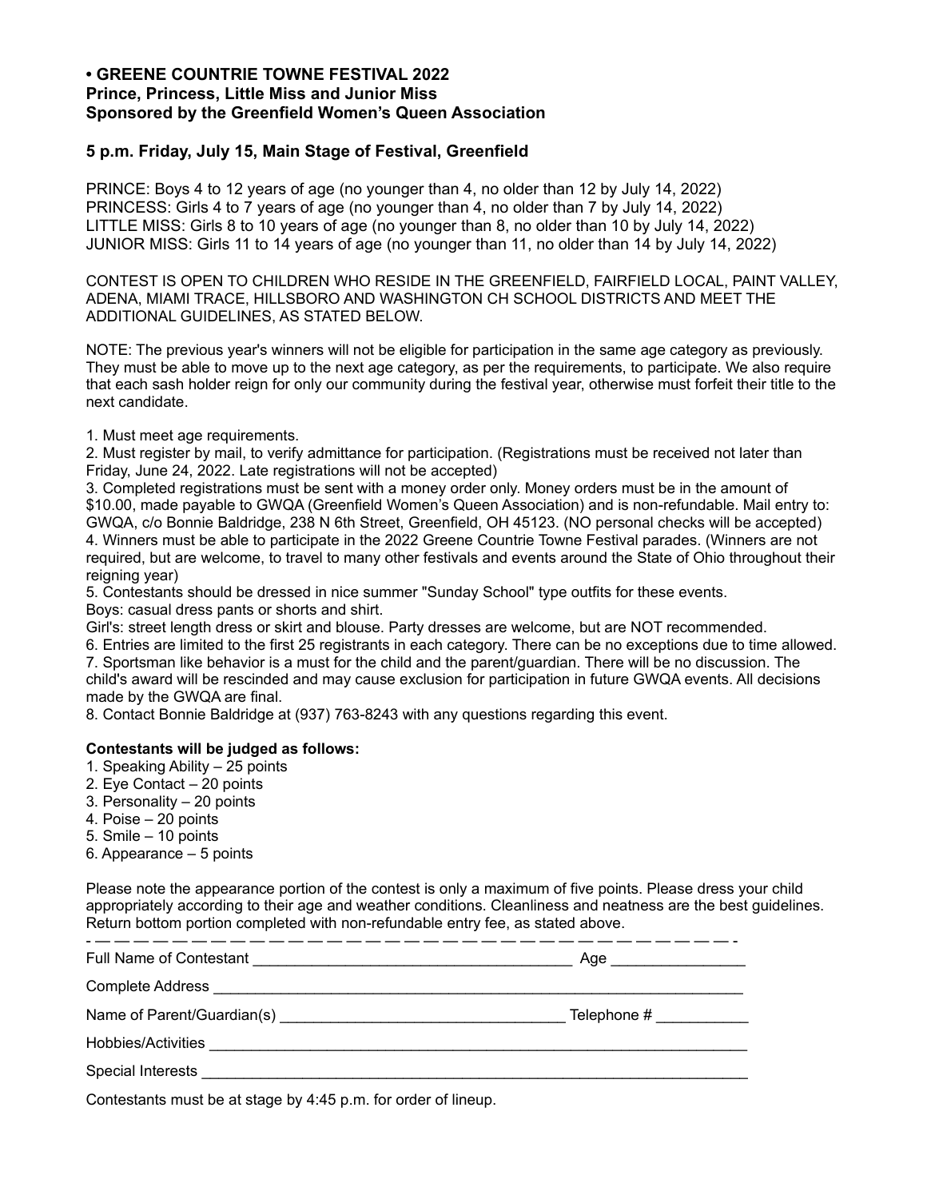**• GREENE COUNTRIE TOWNE FESTIVAL 2022**
**Prince, Princess, Little Miss and Junior Miss**
**Sponsored by the Greenfield Women's Queen Association**

**5 p.m. Friday, July 15, Main Stage of Festival, Greenfield**

PRINCE: Boys 4 to 12 years of age (no younger than 4, no older than 12 by July 14, 2022)
PRINCESS: Girls 4 to 7 years of age (no younger than 4, no older than 7 by July 14, 2022)
LITTLE MISS: Girls 8 to 10 years of age (no younger than 8, no older than 10 by July 14, 2022)
JUNIOR MISS: Girls 11 to 14 years of age (no younger than 11, no older than 14 by July 14, 2022)

CONTEST IS OPEN TO CHILDREN WHO RESIDE IN THE GREENFIELD, FAIRFIELD LOCAL, PAINT VALLEY, ADENA, MIAMI TRACE, HILLSBORO AND WASHINGTON CH SCHOOL DISTRICTS AND MEET THE ADDITIONAL GUIDELINES, AS STATED BELOW.

NOTE: The previous year's winners will not be eligible for participation in the same age category as previously. They must be able to move up to the next age category, as per the requirements, to participate. We also require that each sash holder reign for only our community during the festival year, otherwise must forfeit their title to the next candidate.

1. Must meet age requirements.
2. Must register by mail, to verify admittance for participation. (Registrations must be received not later than Friday, June 24, 2022. Late registrations will not be accepted)
3. Completed registrations must be sent with a money order only. Money orders must be in the amount of $10.00, made payable to GWQA (Greenfield Women's Queen Association) and is non-refundable. Mail entry to: GWQA, c/o Bonnie Baldridge, 238 N 6th Street, Greenfield, OH 45123. (NO personal checks will be accepted)
4. Winners must be able to participate in the 2022 Greene Countrie Towne Festival parades. (Winners are not required, but are welcome, to travel to many other festivals and events around the State of Ohio throughout their reigning year)
5. Contestants should be dressed in nice summer "Sunday School" type outfits for these events.
Boys: casual dress pants or shorts and shirt.
Girl's: street length dress or skirt and blouse. Party dresses are welcome, but are NOT recommended.
6. Entries are limited to the first 25 registrants in each category. There can be no exceptions due to time allowed.
7. Sportsman like behavior is a must for the child and the parent/guardian. There will be no discussion. The child's award will be rescinded and may cause exclusion for participation in future GWQA events. All decisions made by the GWQA are final.
8. Contact Bonnie Baldridge at (937) 763-8243 with any questions regarding this event.

**Contestants will be judged as follows:**

1. Speaking Ability – 25 points
2. Eye Contact – 20 points
3. Personality – 20 points
4. Poise – 20 points
5. Smile – 10 points
6. Appearance – 5 points

Please note the appearance portion of the contest is only a maximum of five points. Please dress your child appropriately according to their age and weather conditions. Cleanliness and neatness are the best guidelines. Return bottom portion completed with non-refundable entry fee, as stated above.

- — — — — — — — — — — — — — — — — — — — — — — — — — — — — — — — — — — — — -

Full Name of Contestant ______________________________________ Age ________________

Complete Address ______________________________________________________________

Name of Parent/Guardian(s) _________________________________ Telephone # ___________

Hobbies/Activities _______________________________________________________________

Special Interests ________________________________________________________________

Contestants must be at stage by 4:45 p.m. for order of lineup.